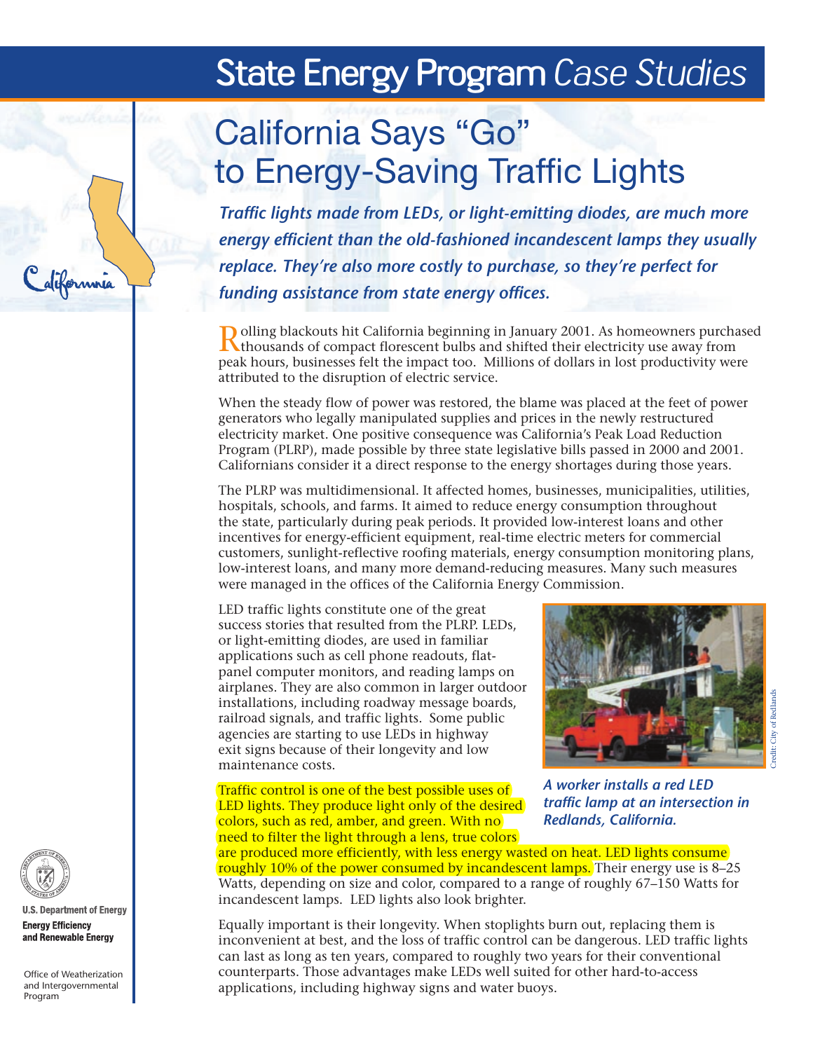# State Energy Program *Case Studies*

## California Says "Go" to Energy-Saving Traffic Lights

***Traffic lights made from LEDs, or light-emitting diodes, are much more energy efficient than the old-fashioned incandescent lamps they usually replace. They're also more costly to purchase, so they're perfect for funding assistance from state energy offices.***

Rolling blackouts hit California beginning in January 2001. As homeowners purchased thousands of compact florescent bulbs and shifted their electricity use away from peak hours, businesses felt the impact too. Millions of dollars in lost productivity were attributed to the disruption of electric service.

When the steady flow of power was restored, the blame was placed at the feet of power generators who legally manipulated supplies and prices in the newly restructured electricity market. One positive consequence was California's Peak Load Reduction Program (PLRP), made possible by three state legislative bills passed in 2000 and 2001. Californians consider it a direct response to the energy shortages during those years.

The PLRP was multidimensional. It affected homes, businesses, municipalities, utilities, hospitals, schools, and farms. It aimed to reduce energy consumption throughout the state, particularly during peak periods. It provided low-interest loans and other incentives for energy-efficient equipment, real-time electric meters for commercial customers, sunlight-reflective roofing materials, energy consumption monitoring plans, low-interest loans, and many more demand-reducing measures. Many such measures were managed in the offices of the California Energy Commission.

LED traffic lights constitute one of the great success stories that resulted from the PLRP. LEDs, or light-emitting diodes, are used in familiar applications such as cell phone readouts, flat-panel computer monitors, and reading lamps on airplanes. They are also common in larger outdoor installations, including roadway message boards, railroad signals, and traffic lights. Some public agencies are starting to use LEDs in highway exit signs because of their longevity and low maintenance costs.

*A worker installs a red LED traffic lamp at an intersection in Redlands, California.*

Credit: City of Redlands

Traffic control is one of the best possible uses of LED lights. They produce light only of the desired colors, such as red, amber, and green. With no need to filter the light through a lens, true colors are produced more efficiently, with less energy wasted on heat. LED lights consume roughly 10% of the power consumed by incandescent lamps. Their energy use is 8–25 Watts, depending on size and color, compared to a range of roughly 67–150 Watts for incandescent lamps. LED lights also look brighter.

Equally important is their longevity. When stoplights burn out, replacing them is inconvenient at best, and the loss of traffic control can be dangerous. LED traffic lights can last as long as ten years, compared to roughly two years for their conventional counterparts. Those advantages make LEDs well suited for other hard-to-access applications, including highway signs and water buoys.

**U.S. Department of Energy**
**Energy Efficiency and Renewable Energy**

Office of Weatherization and Intergovernmental Program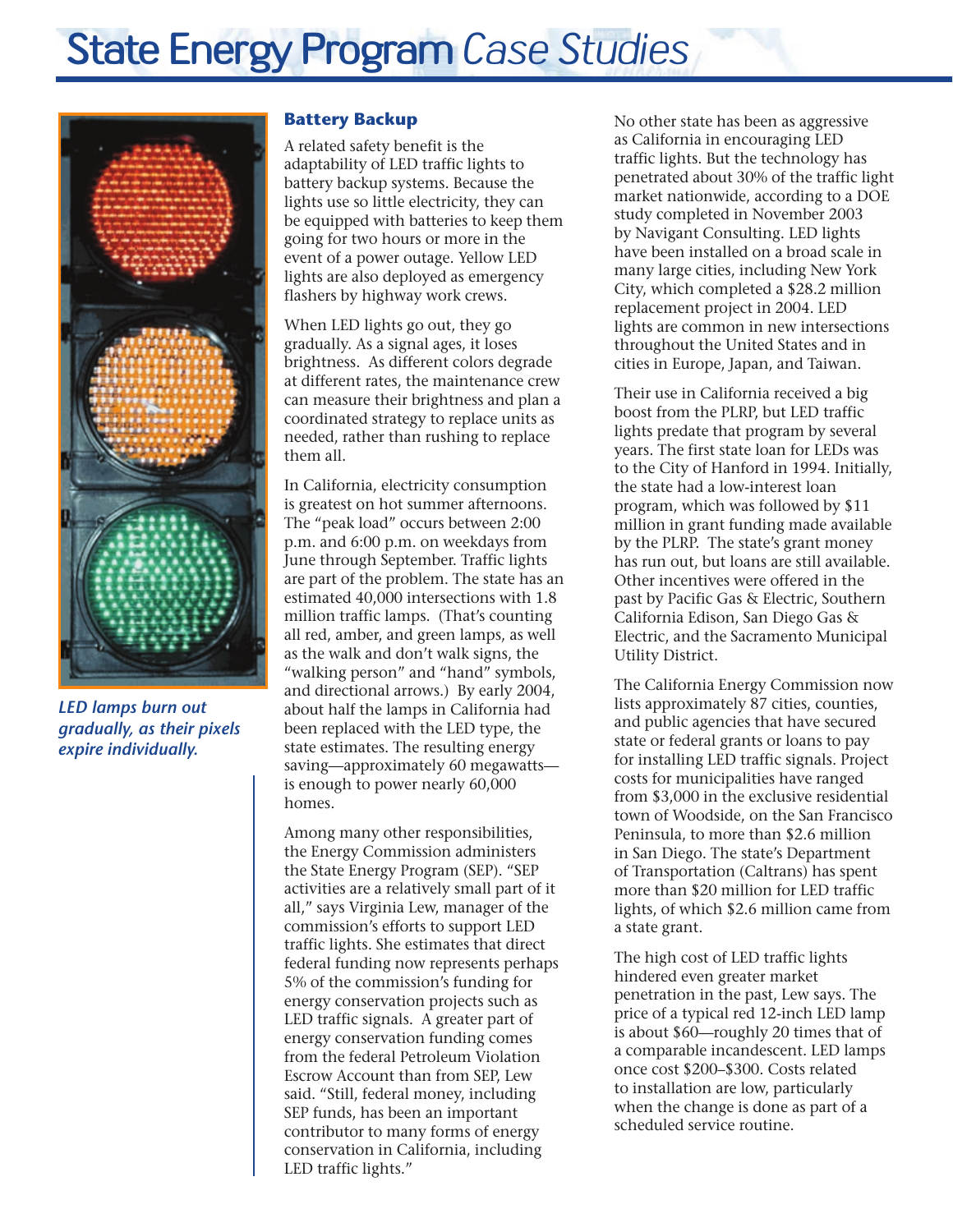LED lamps burn out gradually, as their pixels expire individually.

## Battery Backup

A related safety benefit is the adaptability of LED traffic lights to battery backup systems. Because the lights use so little electricity, they can be equipped with batteries to keep them going for two hours or more in the event of a power outage. Yellow LED lights are also deployed as emergency flashers by highway work crews.

When LED lights go out, they go gradually. As a signal ages, it loses brightness. As different colors degrade at different rates, the maintenance crew can measure their brightness and plan a coordinated strategy to replace units as needed, rather than rushing to replace them all.

In California, electricity consumption is greatest on hot summer afternoons. The "peak load" occurs between 2:00 p.m. and 6:00 p.m. on weekdays from June through September. Traffic lights are part of the problem. The state has an estimated 40,000 intersections with 1.8 million traffic lamps. (That's counting all red, amber, and green lamps, as well as the walk and don't walk signs, the "walking person" and "hand" symbols, and directional arrows.) By early 2004, about half the lamps in California had been replaced with the LED type, the state estimates. The resulting energy saving—approximately 60 megawatts—is enough to power nearly 60,000 homes.

Among many other responsibilities, the Energy Commission administers the State Energy Program (SEP). "SEP activities are a relatively small part of it all," says Virginia Lew, manager of the commission's efforts to support LED traffic lights. She estimates that direct federal funding now represents perhaps 5% of the commission's funding for energy conservation projects such as LED traffic signals. A greater part of energy conservation funding comes from the federal Petroleum Violation Escrow Account than from SEP, Lew said. "Still, federal money, including SEP funds, has been an important contributor to many forms of energy conservation in California, including LED traffic lights."

No other state has been as aggressive as California in encouraging LED traffic lights. But the technology has penetrated about 30% of the traffic light market nationwide, according to a DOE study completed in November 2003 by Navigant Consulting. LED lights have been installed on a broad scale in many large cities, including New York City, which completed a $28.2 million replacement project in 2004. LED lights are common in new intersections throughout the United States and in cities in Europe, Japan, and Taiwan.

Their use in California received a big boost from the PLRP, but LED traffic lights predate that program by several years. The first state loan for LEDs was to the City of Hanford in 1994. Initially, the state had a low-interest loan program, which was followed by $11 million in grant funding made available by the PLRP. The state's grant money has run out, but loans are still available. Other incentives were offered in the past by Pacific Gas & Electric, Southern California Edison, San Diego Gas & Electric, and the Sacramento Municipal Utility District.

The California Energy Commission now lists approximately 87 cities, counties, and public agencies that have secured state or federal grants or loans to pay for installing LED traffic signals. Project costs for municipalities have ranged from $3,000 in the exclusive residential town of Woodside, on the San Francisco Peninsula, to more than $2.6 million in San Diego. The state's Department of Transportation (Caltrans) has spent more than $20 million for LED traffic lights, of which $2.6 million came from a state grant.

The high cost of LED traffic lights hindered even greater market penetration in the past, Lew says. The price of a typical red 12-inch LED lamp is about $60—roughly 20 times that of a comparable incandescent. LED lamps once cost $200–$300. Costs related to installation are low, particularly when the change is done as part of a scheduled service routine.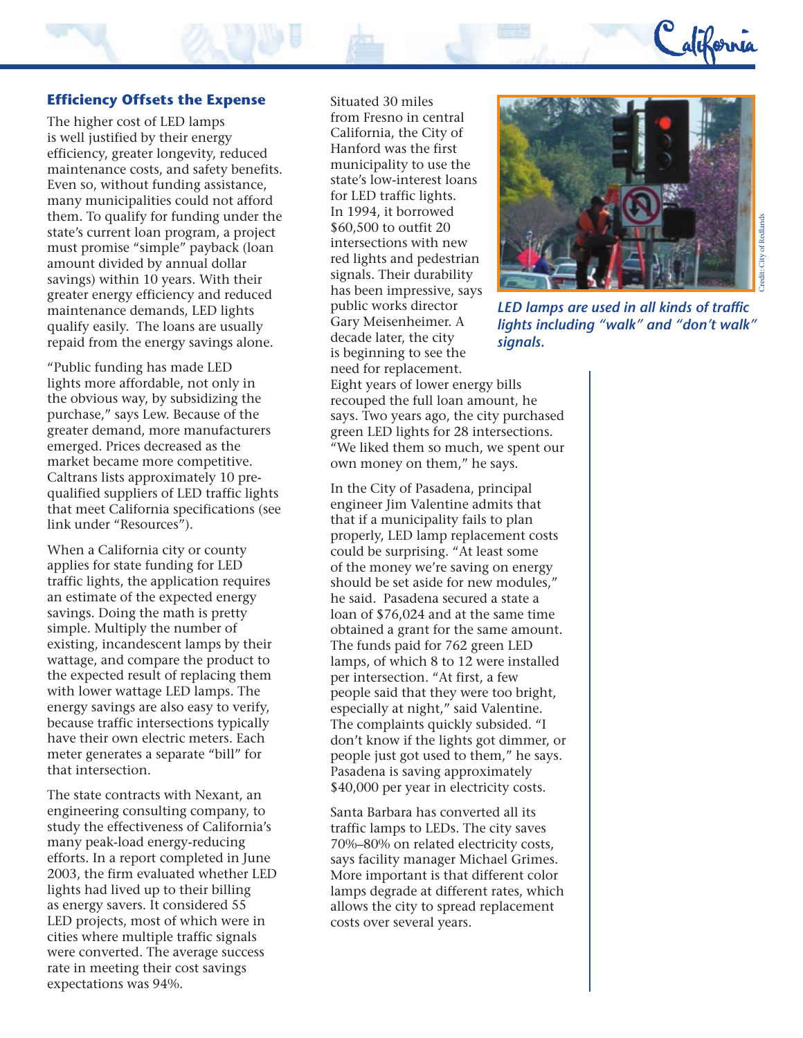## Efficiency Offsets the Expense

The higher cost of LED lamps is well justified by their energy efficiency, greater longevity, reduced maintenance costs, and safety benefits. Even so, without funding assistance, many municipalities could not afford them. To qualify for funding under the state's current loan program, a project must promise "simple" payback (loan amount divided by annual dollar savings) within 10 years. With their greater energy efficiency and reduced maintenance demands, LED lights qualify easily. The loans are usually repaid from the energy savings alone.

"Public funding has made LED lights more affordable, not only in the obvious way, by subsidizing the purchase," says Lew. Because of the greater demand, more manufacturers emerged. Prices decreased as the market became more competitive. Caltrans lists approximately 10 pre-qualified suppliers of LED traffic lights that meet California specifications (see link under "Resources").

When a California city or county applies for state funding for LED traffic lights, the application requires an estimate of the expected energy savings. Doing the math is pretty simple. Multiply the number of existing, incandescent lamps by their wattage, and compare the product to the expected result of replacing them with lower wattage LED lamps. The energy savings are also easy to verify, because traffic intersections typically have their own electric meters. Each meter generates a separate "bill" for that intersection.

The state contracts with Nexant, an engineering consulting company, to study the effectiveness of California's many peak-load energy-reducing efforts. In a report completed in June 2003, the firm evaluated whether LED lights had lived up to their billing as energy savers. It considered 55 LED projects, most of which were in cities where multiple traffic signals were converted. The average success rate in meeting their cost savings expectations was 94%.

Situated 30 miles from Fresno in central California, the City of Hanford was the first municipality to use the state's low-interest loans for LED traffic lights. In 1994, it borrowed $60,500 to outfit 20 intersections with new red lights and pedestrian signals. Their durability has been impressive, says public works director Gary Meisenheimer. A decade later, the city is beginning to see the need for replacement. Eight years of lower energy bills recouped the full loan amount, he says. Two years ago, the city purchased green LED lights for 28 intersections. "We liked them so much, we spent our own money on them," he says.

*LED lamps are used in all kinds of traffic lights including "walk" and "don't walk" signals.*

Credit: City of Redlands

In the City of Pasadena, principal engineer Jim Valentine admits that that if a municipality fails to plan properly, LED lamp replacement costs could be surprising. "At least some of the money we're saving on energy should be set aside for new modules," he said. Pasadena secured a state a loan of $76,024 and at the same time obtained a grant for the same amount. The funds paid for 762 green LED lamps, of which 8 to 12 were installed per intersection. "At first, a few people said that they were too bright, especially at night," said Valentine. The complaints quickly subsided. "I don't know if the lights got dimmer, or people just got used to them," he says. Pasadena is saving approximately $40,000 per year in electricity costs.

Santa Barbara has converted all its traffic lamps to LEDs. The city saves 70%–80% on related electricity costs, says facility manager Michael Grimes. More important is that different color lamps degrade at different rates, which allows the city to spread replacement costs over several years.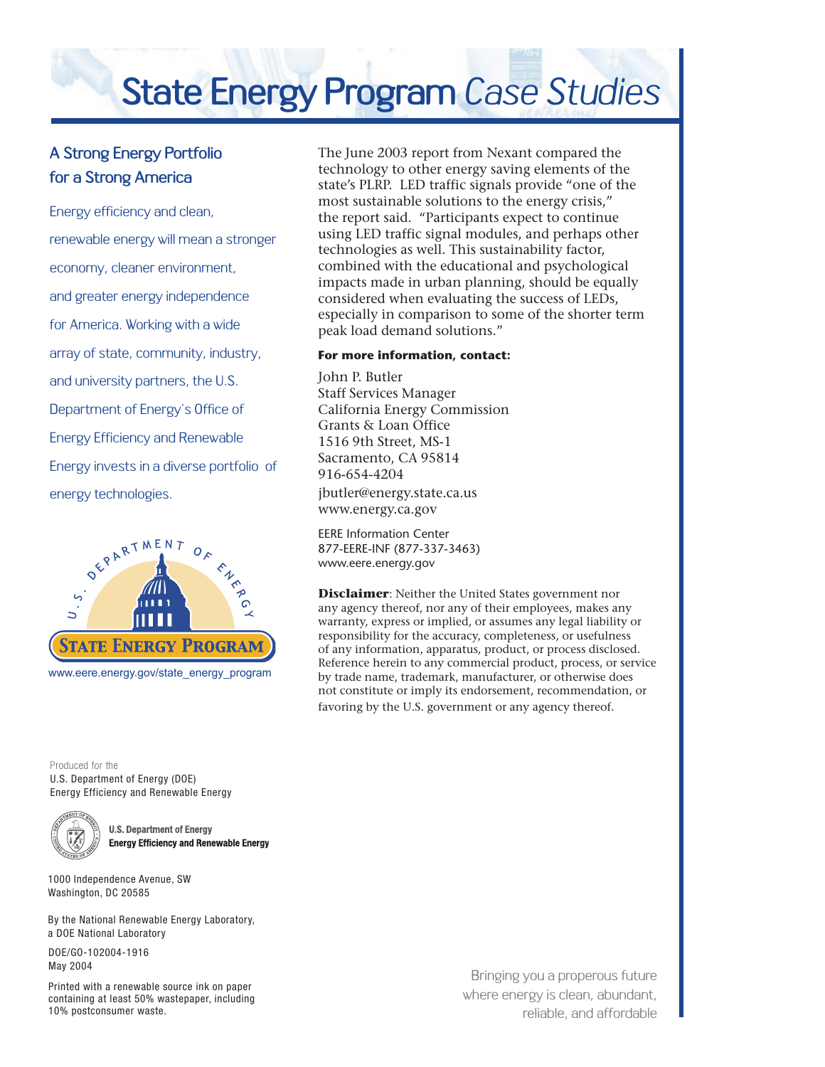# State Energy Program *Case Studies*

## A Strong Energy Portfolio for a Strong America

Energy efficiency and clean, renewable energy will mean a stronger economy, cleaner environment, and greater energy independence for America. Working with a wide array of state, community, industry, and university partners, the U.S. Department of Energy's Office of Energy Efficiency and Renewable Energy invests in a diverse portfolio of energy technologies.

U.S. DEPARTMENT OF ENERGY

STATE ENERGY PROGRAM

www.eere.energy.gov/state_energy_program

The June 2003 report from Nexant compared the technology to other energy saving elements of the state's PLRP. LED traffic signals provide "one of the most sustainable solutions to the energy crisis," the report said. "Participants expect to continue using LED traffic signal modules, and perhaps other technologies as well. This sustainability factor, combined with the educational and psychological impacts made in urban planning, should be equally considered when evaluating the success of LEDs, especially in comparison to some of the shorter term peak load demand solutions."

**For more information, contact:**

John P. Butler
Staff Services Manager
California Energy Commission
Grants & Loan Office
1516 9th Street, MS-1
Sacramento, CA 95814
916-654-4204
jbutler@energy.state.ca.us
www.energy.ca.gov

EERE Information Center
877-EERE-INF (877-337-3463)
www.eere.energy.gov

**Disclaimer**: Neither the United States government nor any agency thereof, nor any of their employees, makes any warranty, express or implied, or assumes any legal liability or responsibility for the accuracy, completeness, or usefulness of any information, apparatus, product, or process disclosed. Reference herein to any commercial product, process, or service by trade name, trademark, manufacturer, or otherwise does not constitute or imply its endorsement, recommendation, or favoring by the U.S. government or any agency thereof.

Produced for the
U.S. Department of Energy (DOE)
Energy Efficiency and Renewable Energy

**U.S. Department of Energy**
**Energy Efficiency and Renewable Energy**

1000 Independence Avenue, SW
Washington, DC 20585

By the National Renewable Energy Laboratory,
a DOE National Laboratory

DOE/GO-102004-1916
May 2004

Printed with a renewable source ink on paper containing at least 50% wastepaper, including 10% postconsumer waste.

Bringing you a properous future where energy is clean, abundant, reliable, and affordable